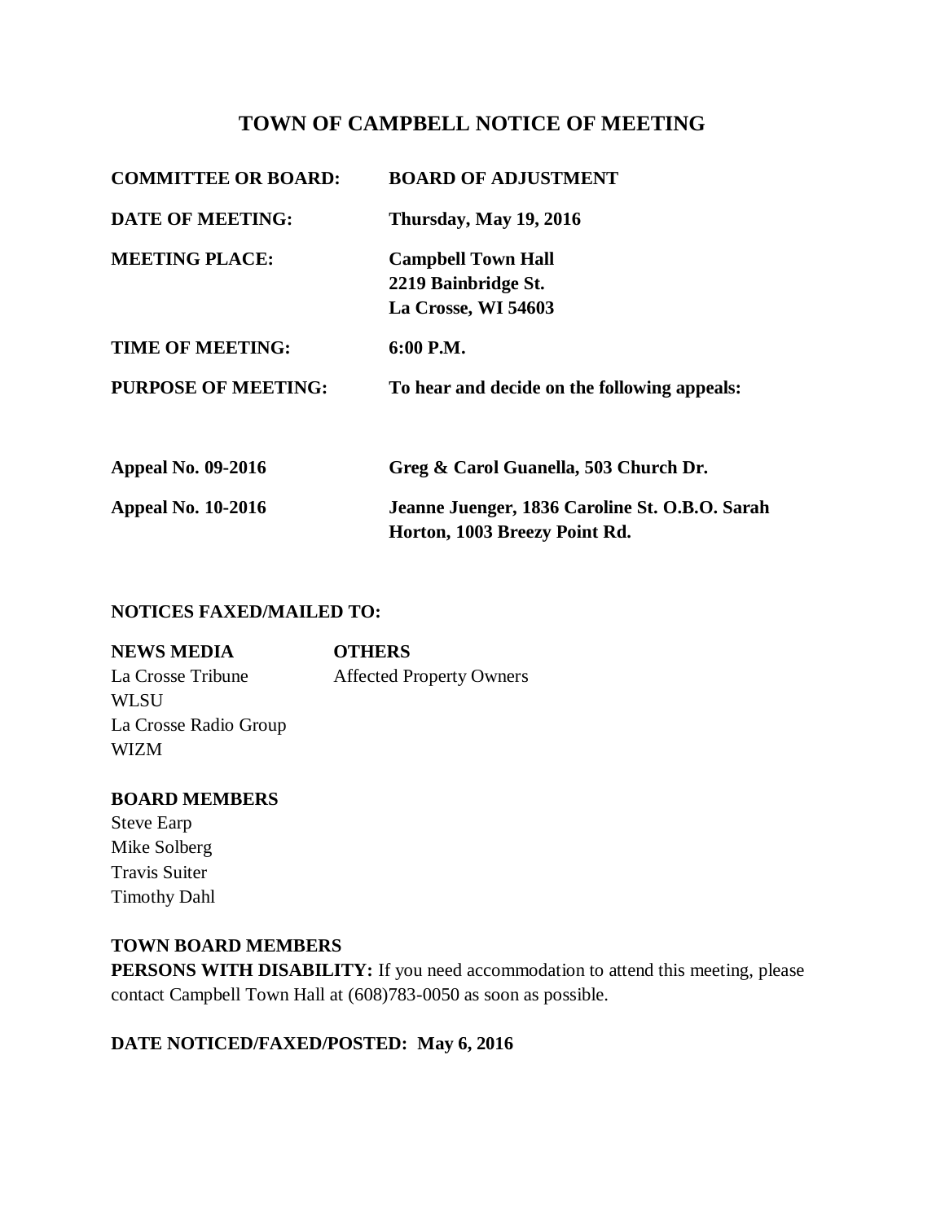# TOWN OF CAMPBELL NOTICE OF MEETING

| | |
|---|---|
| **COMMITTEE OR BOARD:** | **BOARD OF ADJUSTMENT** |
| **DATE OF MEETING:** | **Thursday, May 19, 2016** |
| **MEETING PLACE:** | **Campbell Town Hall**<br>**2219 Bainbridge St.**<br>**La Crosse, WI 54603** |
| **TIME OF MEETING:** | **6:00 P.M.** |
| **PURPOSE OF MEETING:** | **To hear and decide on the following appeals:** |

| | |
|---|---|
| **Appeal No. 09-2016** | **Greg & Carol Guanella, 503 Church Dr.** |
| **Appeal No. 10-2016** | **Jeanne Juenger, 1836 Caroline St. O.B.O. Sarah Horton, 1003 Breezy Point Rd.** |

**NOTICES FAXED/MAILED TO:**

| **NEWS MEDIA** | **OTHERS** |
|---|---|
| La Crosse Tribune | Affected Property Owners |
| WLSU | |
| La Crosse Radio Group | |
| WIZM | |

**BOARD MEMBERS**

Steve Earp
Mike Solberg
Travis Suiter
Timothy Dahl

**TOWN BOARD MEMBERS**

**PERSONS WITH DISABILITY:** If you need accommodation to attend this meeting, please contact Campbell Town Hall at (608)783-0050 as soon as possible.

**DATE NOTICED/FAXED/POSTED: May 6, 2016**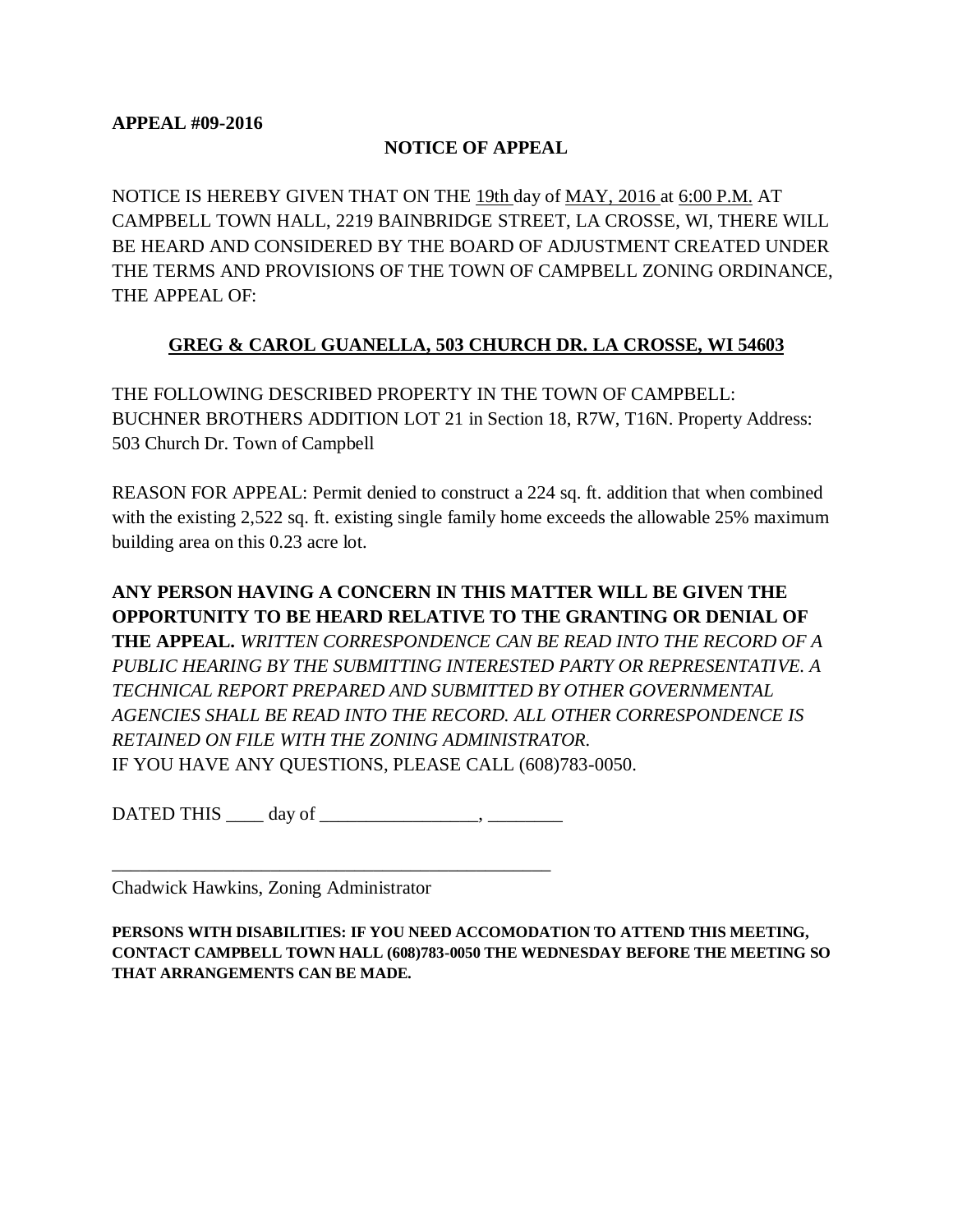**APPEAL #09-2016**

**NOTICE OF APPEAL**

NOTICE IS HEREBY GIVEN THAT ON THE 19th day of MAY, 2016 at 6:00 P.M. AT CAMPBELL TOWN HALL, 2219 BAINBRIDGE STREET, LA CROSSE, WI, THERE WILL BE HEARD AND CONSIDERED BY THE BOARD OF ADJUSTMENT CREATED UNDER THE TERMS AND PROVISIONS OF THE TOWN OF CAMPBELL ZONING ORDINANCE, THE APPEAL OF:

**GREG & CAROL GUANELLA, 503 CHURCH DR. LA CROSSE, WI 54603**

THE FOLLOWING DESCRIBED PROPERTY IN THE TOWN OF CAMPBELL: BUCHNER BROTHERS ADDITION LOT 21 in Section 18, R7W, T16N. Property Address: 503 Church Dr. Town of Campbell

REASON FOR APPEAL: Permit denied to construct a 224 sq. ft. addition that when combined with the existing 2,522 sq. ft. existing single family home exceeds the allowable 25% maximum building area on this 0.23 acre lot.

**ANY PERSON HAVING A CONCERN IN THIS MATTER WILL BE GIVEN THE OPPORTUNITY TO BE HEARD RELATIVE TO THE GRANTING OR DENIAL OF THE APPEAL.** *WRITTEN CORRESPONDENCE CAN BE READ INTO THE RECORD OF A PUBLIC HEARING BY THE SUBMITTING INTERESTED PARTY OR REPRESENTATIVE. A TECHNICAL REPORT PREPARED AND SUBMITTED BY OTHER GOVERNMENTAL AGENCIES SHALL BE READ INTO THE RECORD. ALL OTHER CORRESPONDENCE IS RETAINED ON FILE WITH THE ZONING ADMINISTRATOR.*
IF YOU HAVE ANY QUESTIONS, PLEASE CALL (608)783-0050.

DATED THIS ____ day of _________________, ________

_________________________________________________
Chadwick Hawkins, Zoning Administrator

**PERSONS WITH DISABILITIES: IF YOU NEED ACCOMODATION TO ATTEND THIS MEETING, CONTACT CAMPBELL TOWN HALL (608)783-0050 THE WEDNESDAY BEFORE THE MEETING SO THAT ARRANGEMENTS CAN BE MADE.**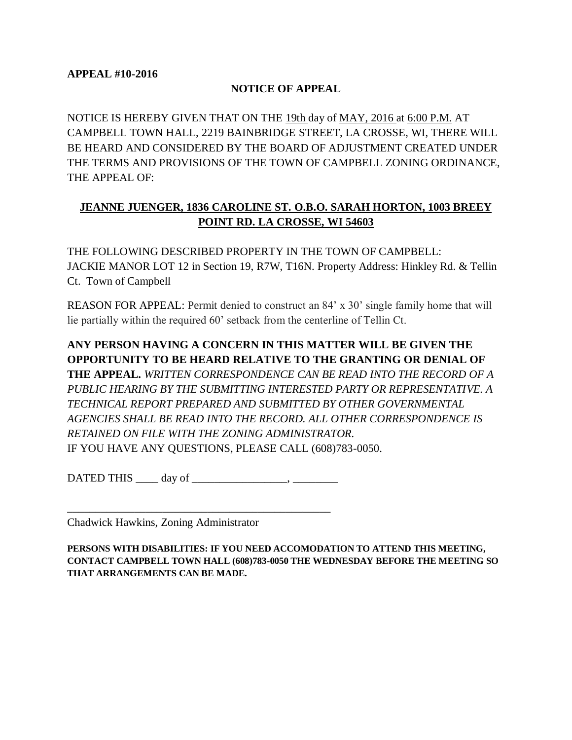**APPEAL #10-2016**

**NOTICE OF APPEAL**

NOTICE IS HEREBY GIVEN THAT ON THE 19th day of MAY, 2016 at 6:00 P.M. AT CAMPBELL TOWN HALL, 2219 BAINBRIDGE STREET, LA CROSSE, WI, THERE WILL BE HEARD AND CONSIDERED BY THE BOARD OF ADJUSTMENT CREATED UNDER THE TERMS AND PROVISIONS OF THE TOWN OF CAMPBELL ZONING ORDINANCE, THE APPEAL OF:

**JEANNE JUENGER, 1836 CAROLINE ST. O.B.O. SARAH HORTON, 1003 BREEY POINT RD. LA CROSSE, WI 54603**

THE FOLLOWING DESCRIBED PROPERTY IN THE TOWN OF CAMPBELL: JACKIE MANOR LOT 12 in Section 19, R7W, T16N. Property Address: Hinkley Rd. & Tellin Ct. Town of Campbell

REASON FOR APPEAL: Permit denied to construct an 84' x 30' single family home that will lie partially within the required 60' setback from the centerline of Tellin Ct.

**ANY PERSON HAVING A CONCERN IN THIS MATTER WILL BE GIVEN THE OPPORTUNITY TO BE HEARD RELATIVE TO THE GRANTING OR DENIAL OF THE APPEAL.** *WRITTEN CORRESPONDENCE CAN BE READ INTO THE RECORD OF A PUBLIC HEARING BY THE SUBMITTING INTERESTED PARTY OR REPRESENTATIVE. A TECHNICAL REPORT PREPARED AND SUBMITTED BY OTHER GOVERNMENTAL AGENCIES SHALL BE READ INTO THE RECORD. ALL OTHER CORRESPONDENCE IS RETAINED ON FILE WITH THE ZONING ADMINISTRATOR.*
IF YOU HAVE ANY QUESTIONS, PLEASE CALL (608)783-0050.

DATED THIS ____ day of _________________, ________

_________________________________________________
Chadwick Hawkins, Zoning Administrator

**PERSONS WITH DISABILITIES: IF YOU NEED ACCOMODATION TO ATTEND THIS MEETING, CONTACT CAMPBELL TOWN HALL (608)783-0050 THE WEDNESDAY BEFORE THE MEETING SO THAT ARRANGEMENTS CAN BE MADE.**